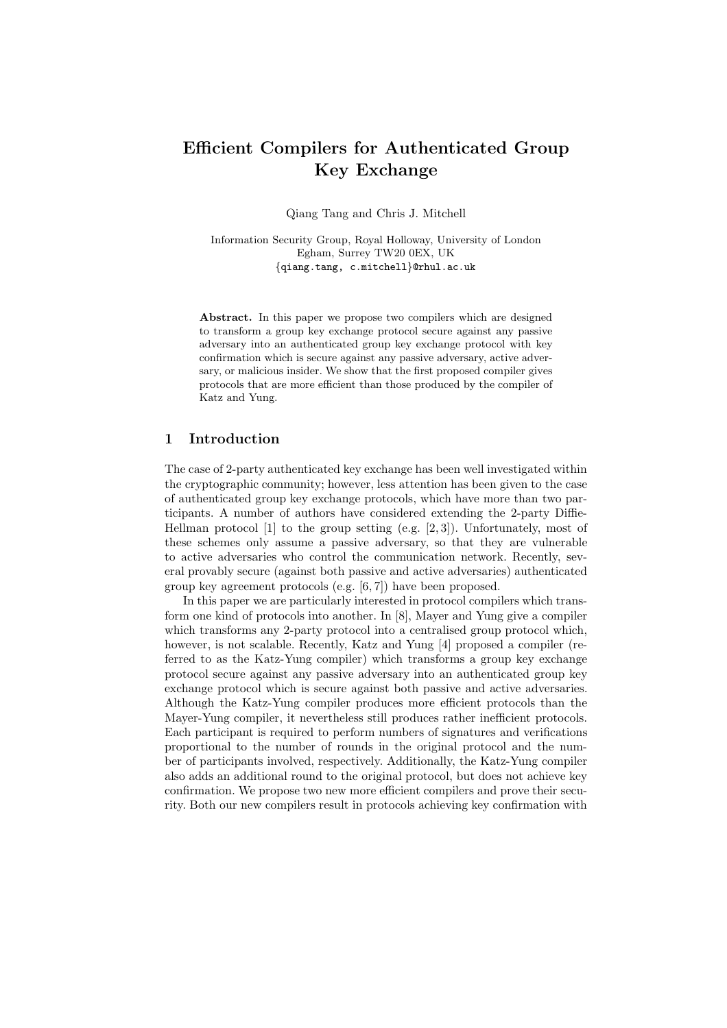# Efficient Compilers for Authenticated Group Key Exchange

Qiang Tang and Chris J. Mitchell

Information Security Group, Royal Holloway, University of London
Egham, Surrey TW20 0EX, UK
{qiang.tang, c.mitchell}@rhul.ac.uk

**Abstract.** In this paper we propose two compilers which are designed to transform a group key exchange protocol secure against any passive adversary into an authenticated group key exchange protocol with key confirmation which is secure against any passive adversary, active adversary, or malicious insider. We show that the first proposed compiler gives protocols that are more efficient than those produced by the compiler of Katz and Yung.

## 1 Introduction

The case of 2-party authenticated key exchange has been well investigated within the cryptographic community; however, less attention has been given to the case of authenticated group key exchange protocols, which have more than two participants. A number of authors have considered extending the 2-party Diffie-Hellman protocol [1] to the group setting (e.g. [2, 3]). Unfortunately, most of these schemes only assume a passive adversary, so that they are vulnerable to active adversaries who control the communication network. Recently, several provably secure (against both passive and active adversaries) authenticated group key agreement protocols (e.g. [6, 7]) have been proposed.

In this paper we are particularly interested in protocol compilers which transform one kind of protocols into another. In [8], Mayer and Yung give a compiler which transforms any 2-party protocol into a centralised group protocol which, however, is not scalable. Recently, Katz and Yung [4] proposed a compiler (referred to as the Katz-Yung compiler) which transforms a group key exchange protocol secure against any passive adversary into an authenticated group key exchange protocol which is secure against both passive and active adversaries. Although the Katz-Yung compiler produces more efficient protocols than the Mayer-Yung compiler, it nevertheless still produces rather inefficient protocols. Each participant is required to perform numbers of signatures and verifications proportional to the number of rounds in the original protocol and the number of participants involved, respectively. Additionally, the Katz-Yung compiler also adds an additional round to the original protocol, but does not achieve key confirmation. We propose two new more efficient compilers and prove their security. Both our new compilers result in protocols achieving key confirmation with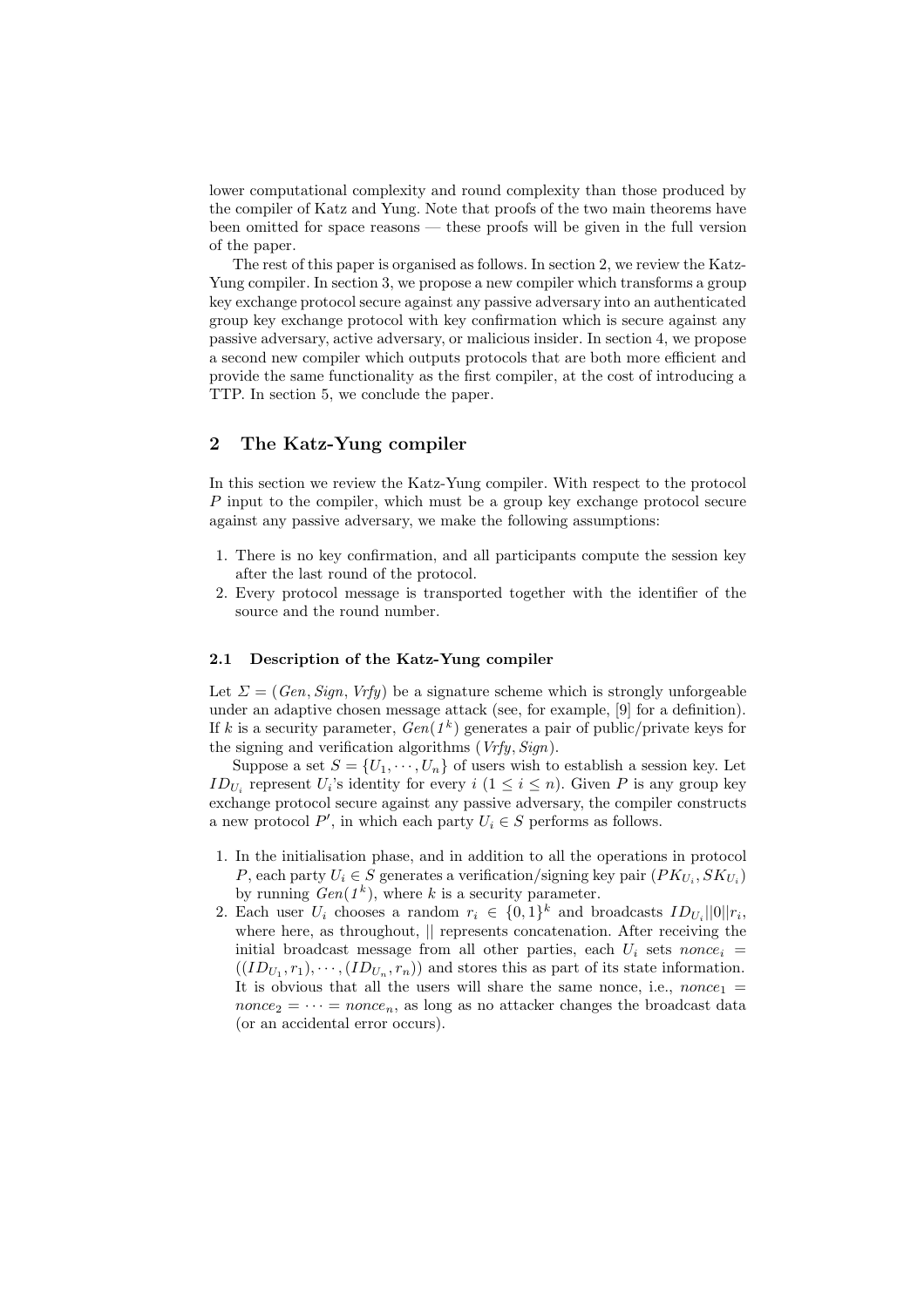lower computational complexity and round complexity than those produced by the compiler of Katz and Yung. Note that proofs of the two main theorems have been omitted for space reasons — these proofs will be given in the full version of the paper.

The rest of this paper is organised as follows. In section 2, we review the Katz-Yung compiler. In section 3, we propose a new compiler which transforms a group key exchange protocol secure against any passive adversary into an authenticated group key exchange protocol with key confirmation which is secure against any passive adversary, active adversary, or malicious insider. In section 4, we propose a second new compiler which outputs protocols that are both more efficient and provide the same functionality as the first compiler, at the cost of introducing a TTP. In section 5, we conclude the paper.

## 2 The Katz-Yung compiler

In this section we review the Katz-Yung compiler. With respect to the protocol $P$ input to the compiler, which must be a group key exchange protocol secure against any passive adversary, we make the following assumptions:

1. There is no key confirmation, and all participants compute the session key after the last round of the protocol.
2. Every protocol message is transported together with the identifier of the source and the round number.

### 2.1 Description of the Katz-Yung compiler

Let $\Sigma = (Gen, Sign, Vrfy)$ be a signature scheme which is strongly unforgeable under an adaptive chosen message attack (see, for example, [9] for a definition). If $k$ is a security parameter, $Gen(1^k)$ generates a pair of public/private keys for the signing and verification algorithms ($Vrfy, Sign$).

Suppose a set $S = \{U_1, \cdots, U_n\}$ of users wish to establish a session key. Let $ID_{U_i}$ represent $U_i$'s identity for every $i$ ($1 \leq i \leq n$). Given $P$ is any group key exchange protocol secure against any passive adversary, the compiler constructs a new protocol $P'$, in which each party $U_i \in S$ performs as follows.

1. In the initialisation phase, and in addition to all the operations in protocol $P$, each party $U_i \in S$ generates a verification/signing key pair $(PK_{U_i}, SK_{U_i})$ by running $Gen(1^k)$, where $k$ is a security parameter.
2. Each user $U_i$ chooses a random $r_i \in \{0,1\}^k$ and broadcasts $ID_{U_i}||0||r_i$, where here, as throughout, $||$ represents concatenation. After receiving the initial broadcast message from all other parties, each $U_i$ sets $nonce_i = ((ID_{U_1}, r_1), \cdots, (ID_{U_n}, r_n))$ and stores this as part of its state information. It is obvious that all the users will share the same nonce, i.e., $nonce_1 = nonce_2 = \cdots = nonce_n$, as long as no attacker changes the broadcast data (or an accidental error occurs).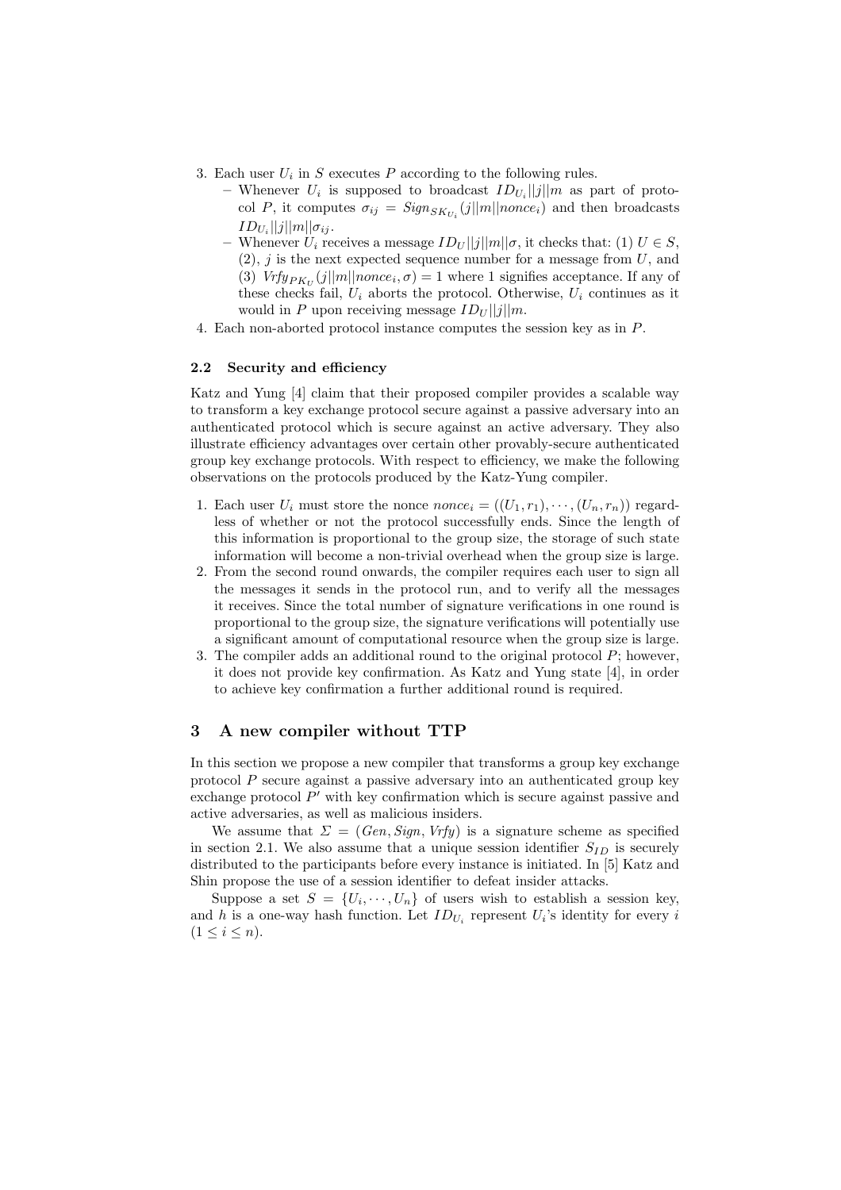3. Each user $U_i$ in $S$ executes $P$ according to the following rules.
   - Whenever $U_i$ is supposed to broadcast $ID_{U_i}||j||m$ as part of protocol $P$, it computes $\sigma_{ij} = Sign_{SK_{U_i}}(j||m||nonce_i)$ and then broadcasts $ID_{U_i}||j||m||\sigma_{ij}$.
   - Whenever $U_i$ receives a message $ID_U||j||m||\sigma$, it checks that: (1) $U \in S$, (2), $j$ is the next expected sequence number for a message from $U$, and (3) $Vrfy_{PK_U}(j||m||nonce_i, \sigma) = 1$ where 1 signifies acceptance. If any of these checks fail, $U_i$ aborts the protocol. Otherwise, $U_i$ continues as it would in $P$ upon receiving message $ID_U||j||m$.
4. Each non-aborted protocol instance computes the session key as in $P$.

### 2.2 Security and efficiency

Katz and Yung [4] claim that their proposed compiler provides a scalable way to transform a key exchange protocol secure against a passive adversary into an authenticated protocol which is secure against an active adversary. They also illustrate efficiency advantages over certain other provably-secure authenticated group key exchange protocols. With respect to efficiency, we make the following observations on the protocols produced by the Katz-Yung compiler.

1. Each user $U_i$ must store the nonce $nonce_i = ((U_1, r_1), \cdots, (U_n, r_n))$ regardless of whether or not the protocol successfully ends. Since the length of this information is proportional to the group size, the storage of such state information will become a non-trivial overhead when the group size is large.
2. From the second round onwards, the compiler requires each user to sign all the messages it sends in the protocol run, and to verify all the messages it receives. Since the total number of signature verifications in one round is proportional to the group size, the signature verifications will potentially use a significant amount of computational resource when the group size is large.
3. The compiler adds an additional round to the original protocol $P$; however, it does not provide key confirmation. As Katz and Yung state [4], in order to achieve key confirmation a further additional round is required.

## 3 A new compiler without TTP

In this section we propose a new compiler that transforms a group key exchange protocol $P$ secure against a passive adversary into an authenticated group key exchange protocol $P'$ with key confirmation which is secure against passive and active adversaries, as well as malicious insiders.

We assume that $\Sigma = (Gen, Sign, Vrfy)$ is a signature scheme as specified in section 2.1. We also assume that a unique session identifier $S_{ID}$ is securely distributed to the participants before every instance is initiated. In [5] Katz and Shin propose the use of a session identifier to defeat insider attacks.

Suppose a set $S = \{U_i, \cdots, U_n\}$ of users wish to establish a session key, and $h$ is a one-way hash function. Let $ID_{U_i}$ represent $U_i$'s identity for every $i$ $(1 \leq i \leq n)$.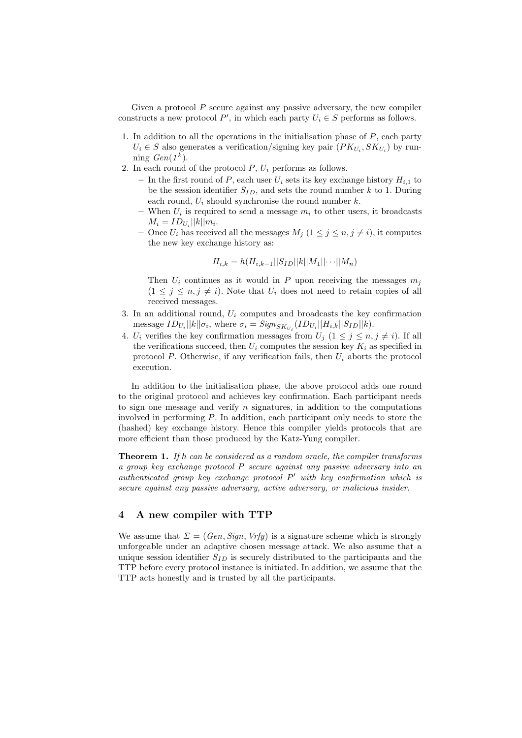Given a protocol $P$ secure against any passive adversary, the new compiler constructs a new protocol $P'$, in which each party $U_i \in S$ performs as follows.

1. In addition to all the operations in the initialisation phase of $P$, each party $U_i \in S$ also generates a verification/signing key pair $(PK_{U_i}, SK_{U_i})$ by running $Gen(1^k)$.
2. In each round of the protocol $P$, $U_i$ performs as follows.
   - In the first round of $P$, each user $U_i$ sets its key exchange history $H_{i,1}$ to be the session identifier $S_{ID}$, and sets the round number $k$ to 1. During each round, $U_i$ should synchronise the round number $k$.
   - When $U_i$ is required to send a message $m_i$ to other users, it broadcasts $M_i = ID_{U_i}||k||m_i$.
   - Once $U_i$ has received all the messages $M_j$ $(1 \leq j \leq n, j \neq i)$, it computes the new key exchange history as:

     $$H_{i,k} = h(H_{i,k-1}||S_{ID}||k||M_1||\cdots||M_n)$$

     Then $U_i$ continues as it would in $P$ upon receiving the messages $m_j$ $(1 \leq j \leq n, j \neq i)$. Note that $U_i$ does not need to retain copies of all received messages.
3. In an additional round, $U_i$ computes and broadcasts the key confirmation message $ID_{U_i}||k||\sigma_i$, where $\sigma_i = Sign_{SK_{U_i}}(ID_{U_i}||H_{i,k}||S_{ID}||k)$.
4. $U_i$ verifies the key confirmation messages from $U_j$ $(1 \leq j \leq n, j \neq i)$. If all the verifications succeed, then $U_i$ computes the session key $K_i$ as specified in protocol $P$. Otherwise, if any verification fails, then $U_i$ aborts the protocol execution.

In addition to the initialisation phase, the above protocol adds one round to the original protocol and achieves key confirmation. Each participant needs to sign one message and verify $n$ signatures, in addition to the computations involved in performing $P$. In addition, each participant only needs to store the (hashed) key exchange history. Hence this compiler yields protocols that are more efficient than those produced by the Katz-Yung compiler.

**Theorem 1.** *If $h$ can be considered as a random oracle, the compiler transforms a group key exchange protocol $P$ secure against any passive adversary into an authenticated group key exchange protocol $P'$ with key confirmation which is secure against any passive adversary, active adversary, or malicious insider.*

## 4 A new compiler with TTP

We assume that $\Sigma = (Gen, Sign, Vrfy)$ is a signature scheme which is strongly unforgeable under an adaptive chosen message attack. We also assume that a unique session identifier $S_{ID}$ is securely distributed to the participants and the TTP before every protocol instance is initiated. In addition, we assume that the TTP acts honestly and is trusted by all the participants.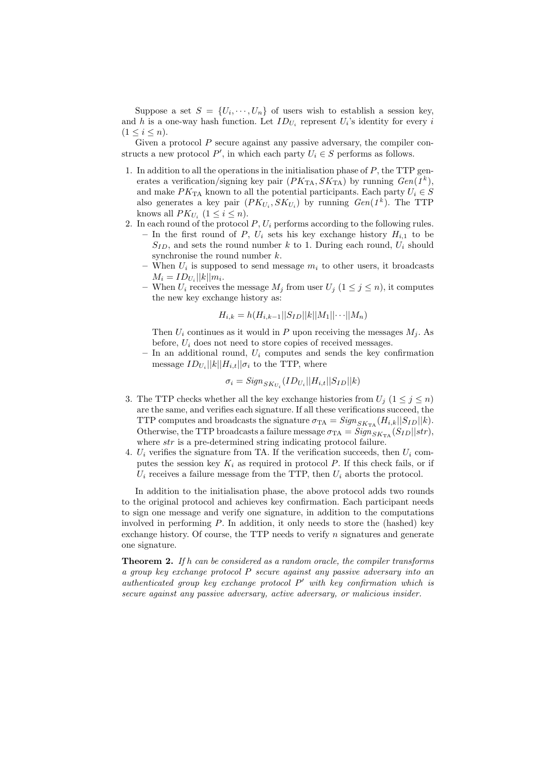Suppose a set $S = \{U_i, \cdots, U_n\}$ of users wish to establish a session key, and $h$ is a one-way hash function. Let $ID_{U_i}$ represent $U_i$'s identity for every $i$ $(1 \leq i \leq n)$.

Given a protocol $P$ secure against any passive adversary, the compiler constructs a new protocol $P'$, in which each party $U_i \in S$ performs as follows.

1. In addition to all the operations in the initialisation phase of $P$, the TTP generates a verification/signing key pair $(PK_{\text{TA}}, SK_{\text{TA}})$ by running $Gen(1^k)$, and make $PK_{\text{TA}}$ known to all the potential participants. Each party $U_i \in S$ also generates a key pair $(PK_{U_i}, SK_{U_i})$ by running $Gen(1^k)$. The TTP knows all $PK_{U_i}$ $(1 \leq i \leq n)$.
2. In each round of the protocol $P$, $U_i$ performs according to the following rules.
   - In the first round of $P$, $U_i$ sets his key exchange history $H_{i,1}$ to be $S_{ID}$, and sets the round number $k$ to 1. During each round, $U_i$ should synchronise the round number $k$.
   - When $U_i$ is supposed to send message $m_i$ to other users, it broadcasts $M_i = ID_{U_i}||k||m_i$.
   - When $U_i$ receives the message $M_j$ from user $U_j$ $(1 \leq j \leq n)$, it computes the new key exchange history as:

     $$H_{i,k} = h(H_{i,k-1}||S_{ID}||k||M_1||\cdots||M_n)$$

     Then $U_i$ continues as it would in $P$ upon receiving the messages $M_j$. As before, $U_i$ does not need to store copies of received messages.
   - In an additional round, $U_i$ computes and sends the key confirmation message $ID_{U_i}||k||H_{i,t}||\sigma_i$ to the TTP, where

     $$\sigma_i = Sign_{SK_{U_i}}(ID_{U_i}||H_{i,t}||S_{ID}||k)$$

3. The TTP checks whether all the key exchange histories from $U_j$ $(1 \leq j \leq n)$ are the same, and verifies each signature. If all these verifications succeed, the TTP computes and broadcasts the signature $\sigma_{\text{TA}} = Sign_{SK_{\text{TA}}}(H_{i,k}||S_{ID}||k)$. Otherwise, the TTP broadcasts a failure message $\sigma_{\text{TA}} = Sign_{SK_{\text{TA}}}(S_{ID}||str)$, where $str$ is a pre-determined string indicating protocol failure.
4. $U_i$ verifies the signature from TA. If the verification succeeds, then $U_i$ computes the session key $K_i$ as required in protocol $P$. If this check fails, or if $U_i$ receives a failure message from the TTP, then $U_i$ aborts the protocol.

In addition to the initialisation phase, the above protocol adds two rounds to the original protocol and achieves key confirmation. Each participant needs to sign one message and verify one signature, in addition to the computations involved in performing $P$. In addition, it only needs to store the (hashed) key exchange history. Of course, the TTP needs to verify $n$ signatures and generate one signature.

**Theorem 2.** *If $h$ can be considered as a random oracle, the compiler transforms a group key exchange protocol $P$ secure against any passive adversary into an authenticated group key exchange protocol $P'$ with key confirmation which is secure against any passive adversary, active adversary, or malicious insider.*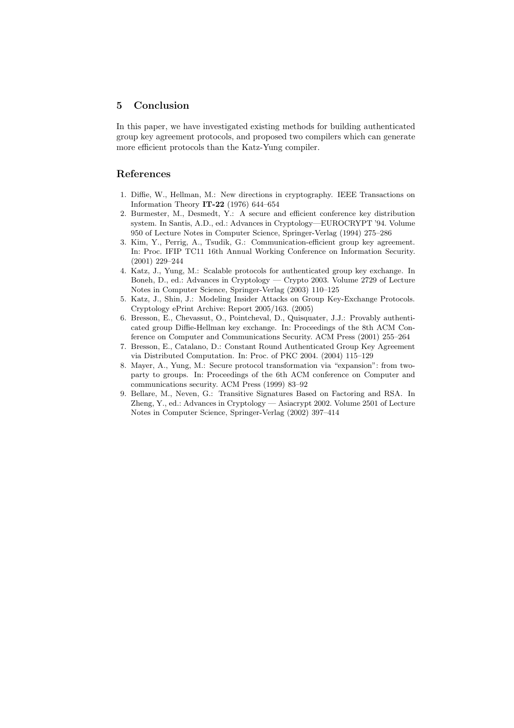## 5 Conclusion

In this paper, we have investigated existing methods for building authenticated group key agreement protocols, and proposed two compilers which can generate more efficient protocols than the Katz-Yung compiler.

## References

1. Diffie, W., Hellman, M.: New directions in cryptography. IEEE Transactions on Information Theory **IT-22** (1976) 644–654
2. Burmester, M., Desmedt, Y.: A secure and efficient conference key distribution system. In Santis, A.D., ed.: Advances in Cryptology—EUROCRYPT '94. Volume 950 of Lecture Notes in Computer Science, Springer-Verlag (1994) 275–286
3. Kim, Y., Perrig, A., Tsudik, G.: Communication-efficient group key agreement. In: Proc. IFIP TC11 16th Annual Working Conference on Information Security. (2001) 229–244
4. Katz, J., Yung, M.: Scalable protocols for authenticated group key exchange. In Boneh, D., ed.: Advances in Cryptology — Crypto 2003. Volume 2729 of Lecture Notes in Computer Science, Springer-Verlag (2003) 110–125
5. Katz, J., Shin, J.: Modeling Insider Attacks on Group Key-Exchange Protocols. Cryptology ePrint Archive: Report 2005/163. (2005)
6. Bresson, E., Chevassut, O., Pointcheval, D., Quisquater, J.J.: Provably authenticated group Diffie-Hellman key exchange. In: Proceedings of the 8th ACM Conference on Computer and Communications Security. ACM Press (2001) 255–264
7. Bresson, E., Catalano, D.: Constant Round Authenticated Group Key Agreement via Distributed Computation. In: Proc. of PKC 2004. (2004) 115–129
8. Mayer, A., Yung, M.: Secure protocol transformation via "expansion": from two-party to groups. In: Proceedings of the 6th ACM conference on Computer and communications security. ACM Press (1999) 83–92
9. Bellare, M., Neven, G.: Transitive Signatures Based on Factoring and RSA. In Zheng, Y., ed.: Advances in Cryptology — Asiacrypt 2002. Volume 2501 of Lecture Notes in Computer Science, Springer-Verlag (2002) 397–414